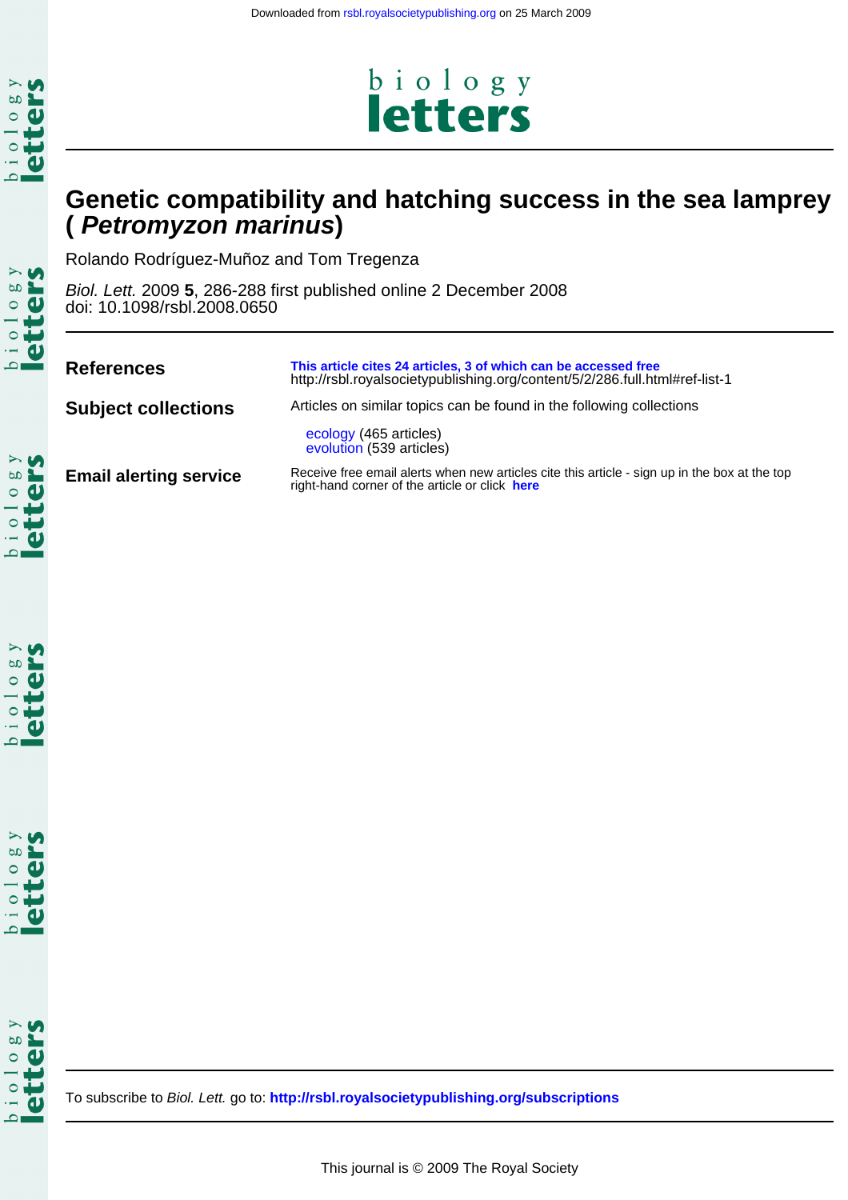Downloaded from rsbl.royalsocietypublishing.org on 25 March 2009

# Genetic compatibility and hatching success in the sea lamprey (*Petromyzon marinus*)

Rolando Rodríguez-Muñoz and Tom Tregenza

*Biol. Lett.* 2009 **5**, 286-288 first published online 2 December 2008
doi: 10.1098/rsbl.2008.0650

| | |
|---|---|
| **References** | **This article cites 24 articles, 3 of which can be accessed free** http://rsbl.royalsocietypublishing.org/content/5/2/286.full.html#ref-list-1 |
| **Subject collections** | Articles on similar topics can be found in the following collections<br>ecology (465 articles)<br>evolution (539 articles) |
| **Email alerting service** | Receive free email alerts when new articles cite this article - sign up in the box at the top right-hand corner of the article or click **here** |

To subscribe to *Biol. Lett.* go to: **http://rsbl.royalsocietypublishing.org/subscriptions**

This journal is © 2009 The Royal Society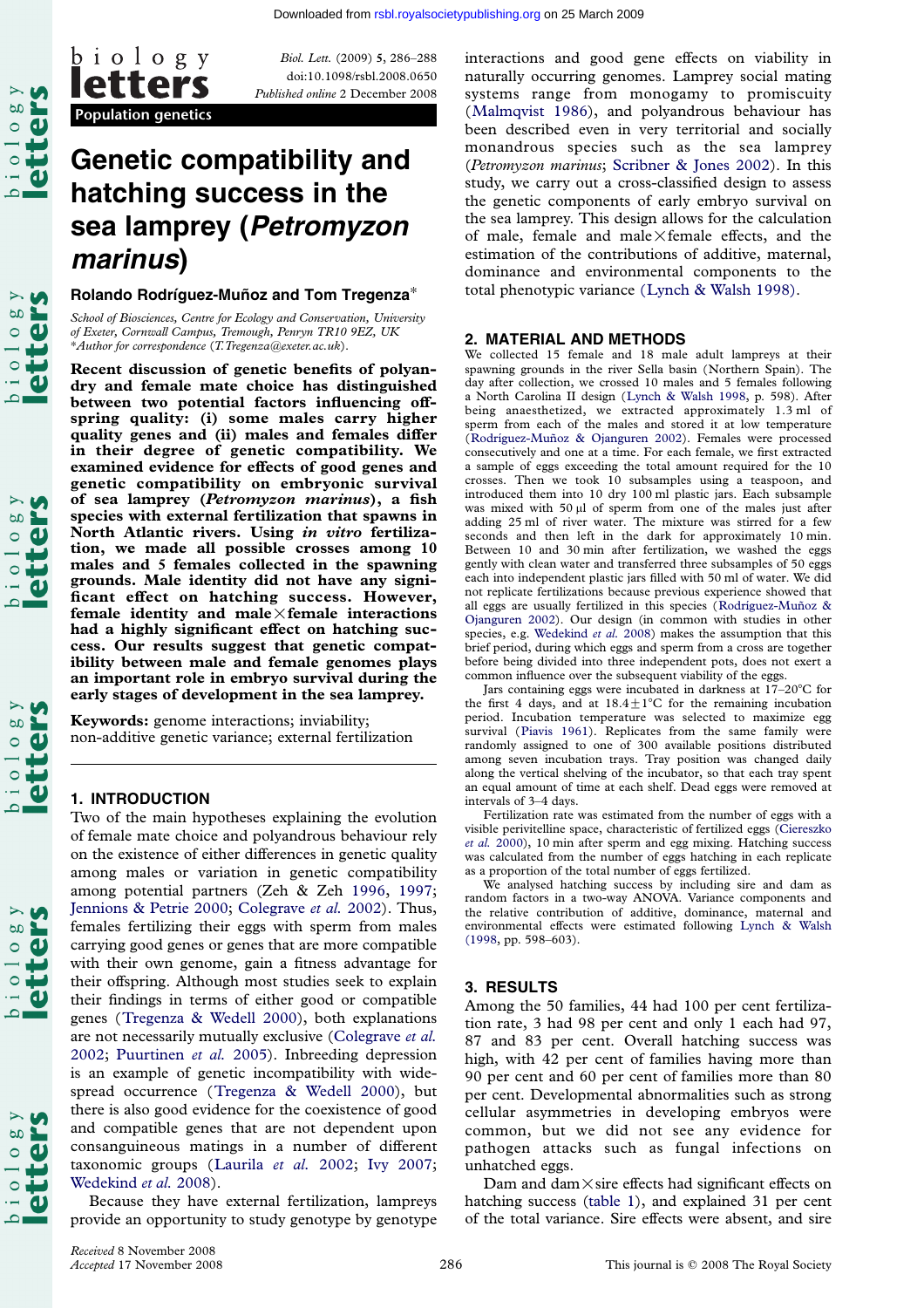Downloaded from rsbl.royalsocietypublishing.org on 25 March 2009

# Genetic compatibility and hatching success in the sea lamprey (*Petromyzon marinus*)

**Rolando Rodríguez-Muñoz and Tom Tregenza***

*School of Biosciences, Centre for Ecology and Conservation, University of Exeter, Cornwall Campus, Tremough, Penryn TR10 9EZ, UK*
*\*Author for correspondence (T.Tregenza@exeter.ac.uk).*

**Recent discussion of genetic benefits of polyandry and female mate choice has distinguished between two potential factors influencing offspring quality: (i) some males carry higher quality genes and (ii) males and females differ in their degree of genetic compatibility. We examined evidence for effects of good genes and genetic compatibility on embryonic survival of sea lamprey (*Petromyzon marinus*), a fish species with external fertilization that spawns in North Atlantic rivers. Using *in vitro* fertilization, we made all possible crosses among 10 males and 5 females collected in the spawning grounds. Male identity did not have any significant effect on hatching success. However, female identity and male×female interactions had a highly significant effect on hatching success. Our results suggest that genetic compatibility between male and female genomes plays an important role in embryo survival during the early stages of development in the sea lamprey.**

**Keywords:** genome interactions; inviability; non-additive genetic variance; external fertilization

## 1. INTRODUCTION

Two of the main hypotheses explaining the evolution of female mate choice and polyandrous behaviour rely on the existence of either differences in genetic quality among males or variation in genetic compatibility among potential partners (Zeh & Zeh 1996, 1997; Jennions & Petrie 2000; Colegrave *et al.* 2002). Thus, females fertilizing their eggs with sperm from males carrying good genes or genes that are more compatible with their own genome, gain a fitness advantage for their offspring. Although most studies seek to explain their findings in terms of either good or compatible genes (Tregenza & Wedell 2000), both explanations are not necessarily mutually exclusive (Colegrave *et al.* 2002; Puurtinen *et al.* 2005). Inbreeding depression is an example of genetic incompatibility with widespread occurrence (Tregenza & Wedell 2000), but there is also good evidence for the coexistence of good and compatible genes that are not dependent upon consanguineous matings in a number of different taxonomic groups (Laurila *et al.* 2002; Ivy 2007; Wedekind *et al.* 2008).

Because they have external fertilization, lampreys provide an opportunity to study genotype by genotype interactions and good gene effects on viability in naturally occurring genomes. Lamprey social mating systems range from monogamy to promiscuity (Malmqvist 1986), and polyandrous behaviour has been described even in very territorial and socially monandrous species such as the sea lamprey (*Petromyzon marinus*; Scribner & Jones 2002). In this study, we carry out a cross-classified design to assess the genetic components of early embryo survival on the sea lamprey. This design allows for the calculation of male, female and male×female effects, and the estimation of the contributions of additive, maternal, dominance and environmental components to the total phenotypic variance (Lynch & Walsh 1998).

## 2. MATERIAL AND METHODS

We collected 15 female and 18 male adult lampreys at their spawning grounds in the river Sella basin (Northern Spain). The day after collection, we crossed 10 males and 5 females following a North Carolina II design (Lynch & Walsh 1998, p. 598). After being anaesthetized, we extracted approximately 1.3 ml of sperm from each of the males and stored it at low temperature (Rodríguez-Muñoz & Ojanguren 2002). Females were processed consecutively and one at a time. For each female, we first extracted a sample of eggs exceeding the total amount required for the 10 crosses. Then we took 10 subsamples using a teaspoon, and introduced them into 10 dry 100 ml plastic jars. Each subsample was mixed with 50 μl of sperm from one of the males just after adding 25 ml of river water. The mixture was stirred for a few seconds and then left in the dark for approximately 10 min. Between 10 and 30 min after fertilization, we washed the eggs gently with clean water and transferred three subsamples of 50 eggs each into independent plastic jars filled with 50 ml of water. We did not replicate fertilizations because previous experience showed that all eggs are usually fertilized in this species (Rodríguez-Muñoz & Ojanguren 2002). Our design (in common with studies in other species, e.g. Wedekind *et al.* 2008) makes the assumption that this brief period, during which eggs and sperm from a cross are together before being divided into three independent pots, does not exert a common influence over the subsequent viability of the eggs.

Jars containing eggs were incubated in darkness at 17–20°C for the first 4 days, and at 18.4±1°C for the remaining incubation period. Incubation temperature was selected to maximize egg survival (Piavis 1961). Replicates from the same family were randomly assigned to one of 300 available positions distributed among seven incubation trays. Tray position was changed daily along the vertical shelving of the incubator, so that each tray spent an equal amount of time at each shelf. Dead eggs were removed at intervals of 3–4 days.

Fertilization rate was estimated from the number of eggs with a visible perivitelline space, characteristic of fertilized eggs (Ciereszko *et al.* 2000), 10 min after sperm and egg mixing. Hatching success was calculated from the number of eggs hatching in each replicate as a proportion of the total number of eggs fertilized.

We analysed hatching success by including sire and dam as random factors in a two-way ANOVA. Variance components and the relative contribution of additive, dominance, maternal and environmental effects were estimated following Lynch & Walsh (1998, pp. 598–603).

## 3. RESULTS

Among the 50 families, 44 had 100 per cent fertilization rate, 3 had 98 per cent and only 1 each had 97, 87 and 83 per cent. Overall hatching success was high, with 42 per cent of families having more than 90 per cent and 60 per cent of families more than 80 per cent. Developmental abnormalities such as strong cellular asymmetries in developing embryos were common, but we did not see any evidence for pathogen attacks such as fungal infections on unhatched eggs.

Dam and dam×sire effects had significant effects on hatching success (table 1), and explained 31 per cent of the total variance. Sire effects were absent, and sire

*Received 8 November 2008*
*Accepted 17 November 2008*

This journal is © 2008 The Royal Society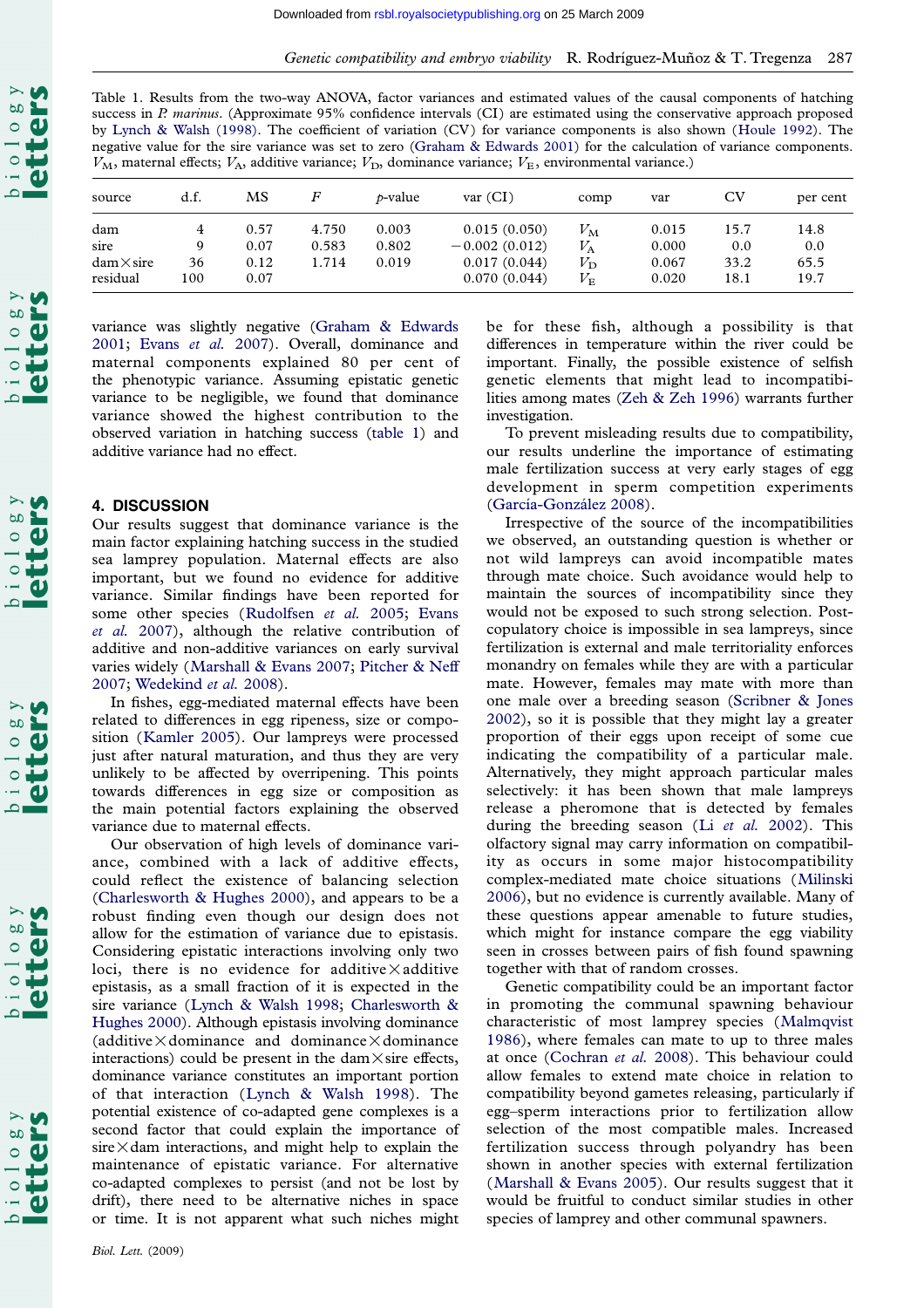Table 1. Results from the two-way ANOVA, factor variances and estimated values of the causal components of hatching success in *P. marinus*. (Approximate 95% confidence intervals (CI) are estimated using the conservative approach proposed by Lynch & Walsh (1998). The coefficient of variation (CV) for variance components is also shown (Houle 1992). The negative value for the sire variance was set to zero (Graham & Edwards 2001) for the calculation of variance components. $V_M$, maternal effects; $V_A$, additive variance; $V_D$, dominance variance; $V_E$, environmental variance.)

| source | d.f. | MS | *F* | *p*-value | var (CI) | comp | var | CV | per cent |
|---|---|---|---|---|---|---|---|---|---|
| dam | 4 | 0.57 | 4.750 | 0.003 | 0.015 (0.050) | $V_M$ | 0.015 | 15.7 | 14.8 |
| sire | 9 | 0.07 | 0.583 | 0.802 | −0.002 (0.012) | $V_A$ | 0.000 | 0.0 | 0.0 |
| dam×sire | 36 | 0.12 | 1.714 | 0.019 | 0.017 (0.044) | $V_D$ | 0.067 | 33.2 | 65.5 |
| residual | 100 | 0.07 | | | 0.070 (0.044) | $V_E$ | 0.020 | 18.1 | 19.7 |

variance was slightly negative (Graham & Edwards 2001; Evans *et al.* 2007). Overall, dominance and maternal components explained 80 per cent of the phenotypic variance. Assuming epistatic genetic variance to be negligible, we found that dominance variance showed the highest contribution to the observed variation in hatching success (table 1) and additive variance had no effect.

## 4. DISCUSSION

Our results suggest that dominance variance is the main factor explaining hatching success in the studied sea lamprey population. Maternal effects are also important, but we found no evidence for additive variance. Similar findings have been reported for some other species (Rudolfsen *et al.* 2005; Evans *et al.* 2007), although the relative contribution of additive and non-additive variances on early survival varies widely (Marshall & Evans 2007; Pitcher & Neff 2007; Wedekind *et al.* 2008).

In fishes, egg-mediated maternal effects have been related to differences in egg ripeness, size or composition (Kamler 2005). Our lampreys were processed just after natural maturation, and thus they are very unlikely to be affected by overripening. This points towards differences in egg size or composition as the main potential factors explaining the observed variance due to maternal effects.

Our observation of high levels of dominance variance, combined with a lack of additive effects, could reflect the existence of balancing selection (Charlesworth & Hughes 2000), and appears to be a robust finding even though our design does not allow for the estimation of variance due to epistasis. Considering epistatic interactions involving only two loci, there is no evidence for additive×additive epistasis, as a small fraction of it is expected in the sire variance (Lynch & Walsh 1998; Charlesworth & Hughes 2000). Although epistasis involving dominance (additive×dominance and dominance×dominance interactions) could be present in the dam×sire effects, dominance variance constitutes an important portion of that interaction (Lynch & Walsh 1998). The potential existence of co-adapted gene complexes is a second factor that could explain the importance of sire×dam interactions, and might help to explain the maintenance of epistatic variance. For alternative co-adapted complexes to persist (and not be lost by drift), there need to be alternative niches in space or time. It is not apparent what such niches might be for these fish, although a possibility is that differences in temperature within the river could be important. Finally, the possible existence of selfish genetic elements that might lead to incompatibilities among mates (Zeh & Zeh 1996) warrants further investigation.

To prevent misleading results due to compatibility, our results underline the importance of estimating male fertilization success at very early stages of egg development in sperm competition experiments (García-González 2008).

Irrespective of the source of the incompatibilities we observed, an outstanding question is whether or not wild lampreys can avoid incompatible mates through mate choice. Such avoidance would help to maintain the sources of incompatibility since they would not be exposed to such strong selection. Post-copulatory choice is impossible in sea lampreys, since fertilization is external and male territoriality enforces monandry on females while they are with a particular mate. However, females may mate with more than one male over a breeding season (Scribner & Jones 2002), so it is possible that they might lay a greater proportion of their eggs upon receipt of some cue indicating the compatibility of a particular male. Alternatively, they might approach particular males selectively: it has been shown that male lampreys release a pheromone that is detected by females during the breeding season (Li *et al.* 2002). This olfactory signal may carry information on compatibility as occurs in some major histocompatibility complex-mediated mate choice situations (Milinski 2006), but no evidence is currently available. Many of these questions appear amenable to future studies, which might for instance compare the egg viability seen in crosses between pairs of fish found spawning together with that of random crosses.

Genetic compatibility could be an important factor in promoting the communal spawning behaviour characteristic of most lamprey species (Malmqvist 1986), where females can mate to up to three males at once (Cochran *et al.* 2008). This behaviour could allow females to extend mate choice in relation to compatibility beyond gametes releasing, particularly if egg–sperm interactions prior to fertilization allow selection of the most compatible males. Increased fertilization success through polyandry has been shown in another species with external fertilization (Marshall & Evans 2005). Our results suggest that it would be fruitful to conduct similar studies in other species of lamprey and other communal spawners.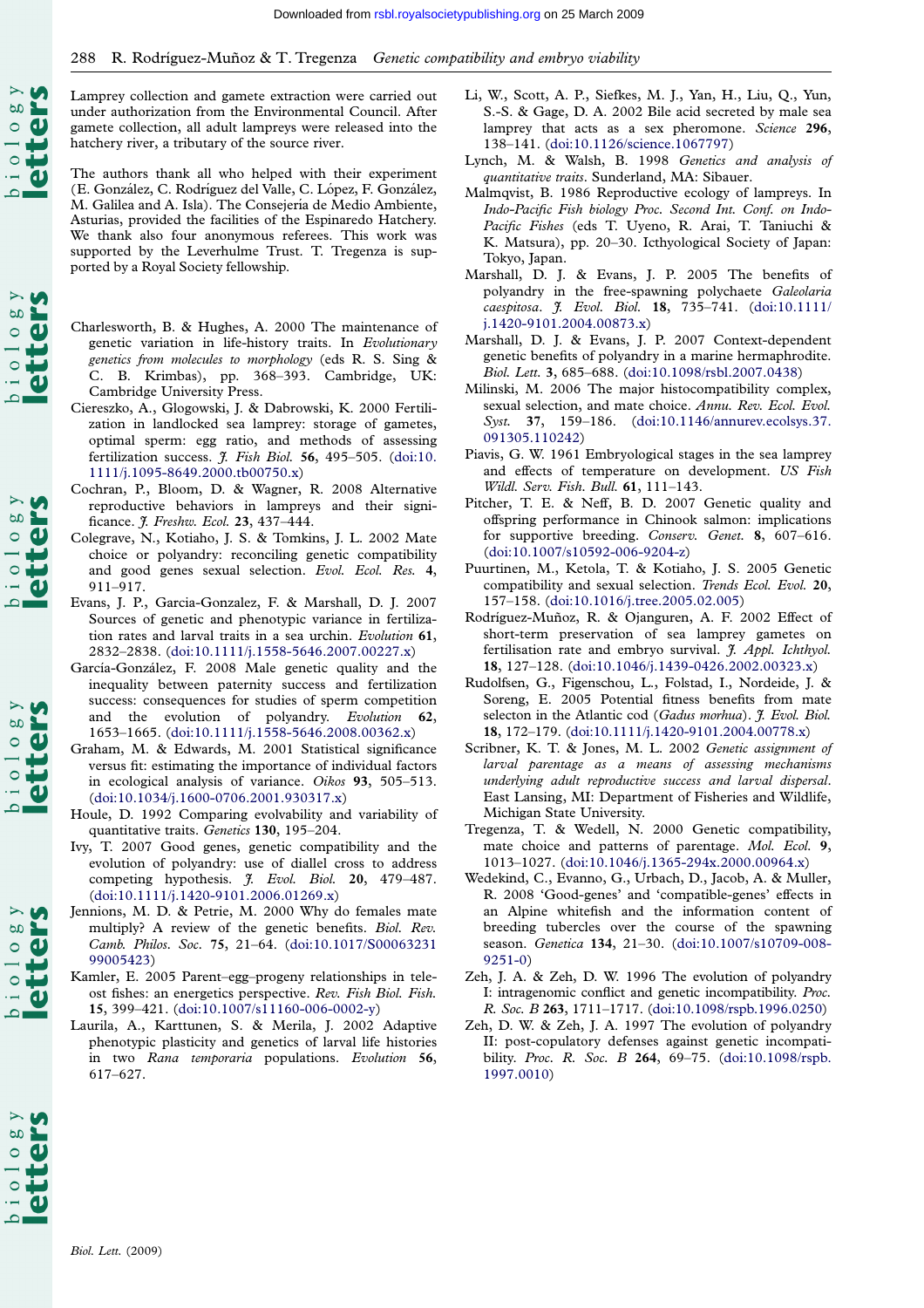Lamprey collection and gamete extraction were carried out under authorization from the Environmental Council. After gamete collection, all adult lampreys were released into the hatchery river, a tributary of the source river.

The authors thank all who helped with their experiment (E. González, C. Rodríguez del Valle, C. López, F. González, M. Galilea and A. Isla). The Consejería de Medio Ambiente, Asturias, provided the facilities of the Espinaredo Hatchery. We thank also four anonymous referees. This work was supported by the Leverhulme Trust. T. Tregenza is supported by a Royal Society fellowship.

Charlesworth, B. & Hughes, A. 2000 The maintenance of genetic variation in life-history traits. In *Evolutionary genetics from molecules to morphology* (eds R. S. Sing & C. B. Krimbas), pp. 368–393. Cambridge, UK: Cambridge University Press.

Ciereszko, A., Glogowski, J. & Dabrowski, K. 2000 Fertilization in landlocked sea lamprey: storage of gametes, optimal sperm: egg ratio, and methods of assessing fertilization success. *J. Fish Biol.* **56**, 495–505. (doi:10.1111/j.1095-8649.2000.tb00750.x)

Cochran, P., Bloom, D. & Wagner, R. 2008 Alternative reproductive behaviors in lampreys and their significance. *J. Freshw. Ecol.* **23**, 437–444.

Colegrave, N., Kotiaho, J. S. & Tomkins, J. L. 2002 Mate choice or polyandry: reconciling genetic compatibility and good genes sexual selection. *Evol. Ecol. Res.* **4**, 911–917.

Evans, J. P., Garcia-Gonzalez, F. & Marshall, D. J. 2007 Sources of genetic and phenotypic variance in fertilization rates and larval traits in a sea urchin. *Evolution* **61**, 2832–2838. (doi:10.1111/j.1558-5646.2007.00227.x)

García-González, F. 2008 Male genetic quality and the inequality between paternity success and fertilization success: consequences for studies of sperm competition and the evolution of polyandry. *Evolution* **62**, 1653–1665. (doi:10.1111/j.1558-5646.2008.00362.x)

Graham, M. & Edwards, M. 2001 Statistical significance versus fit: estimating the importance of individual factors in ecological analysis of variance. *Oikos* **93**, 505–513. (doi:10.1034/j.1600-0706.2001.930317.x)

Houle, D. 1992 Comparing evolvability and variability of quantitative traits. *Genetics* **130**, 195–204.

Ivy, T. 2007 Good genes, genetic compatibility and the evolution of polyandry: use of diallel cross to address competing hypothesis. *J. Evol. Biol.* **20**, 479–487. (doi:10.1111/j.1420-9101.2006.01269.x)

Jennions, M. D. & Petrie, M. 2000 Why do females mate multiply? A review of the genetic benefits. *Biol. Rev. Camb. Philos. Soc.* **75**, 21–64. (doi:10.1017/S0006323199005423)

Kamler, E. 2005 Parent–egg–progeny relationships in teleost fishes: an energetics perspective. *Rev. Fish Biol. Fish.* **15**, 399–421. (doi:10.1007/s11160-006-0002-y)

Laurila, A., Karttunen, S. & Merila, J. 2002 Adaptive phenotypic plasticity and genetics of larval life histories in two *Rana temporaria* populations. *Evolution* **56**, 617–627.

Li, W., Scott, A. P., Siefkes, M. J., Yan, H., Liu, Q., Yun, S.-S. & Gage, D. A. 2002 Bile acid secreted by male sea lamprey that acts as a sex pheromone. *Science* **296**, 138–141. (doi:10.1126/science.1067797)

Lynch, M. & Walsh, B. 1998 *Genetics and analysis of quantitative traits*. Sunderland, MA: Sibauer.

Malmqvist, B. 1986 Reproductive ecology of lampreys. In *Indo-Pacific Fish biology Proc. Second Int. Conf. on Indo-Pacific Fishes* (eds T. Uyeno, R. Arai, T. Taniuchi & K. Matsura), pp. 20–30. Icthyological Society of Japan: Tokyo, Japan.

Marshall, D. J. & Evans, J. P. 2005 The benefits of polyandry in the free-spawning polychaete *Galeolaria caespitosa*. *J. Evol. Biol.* **18**, 735–741. (doi:10.1111/j.1420-9101.2004.00873.x)

Marshall, D. J. & Evans, J. P. 2007 Context-dependent genetic benefits of polyandry in a marine hermaphrodite. *Biol. Lett.* **3**, 685–688. (doi:10.1098/rsbl.2007.0438)

Milinski, M. 2006 The major histocompatibility complex, sexual selection, and mate choice. *Annu. Rev. Ecol. Evol. Syst.* **37**, 159–186. (doi:10.1146/annurev.ecolsys.37.091305.110242)

Piavis, G. W. 1961 Embryological stages in the sea lamprey and effects of temperature on development. *US Fish Wildl. Serv. Fish. Bull.* **61**, 111–143.

Pitcher, T. E. & Neff, B. D. 2007 Genetic quality and offspring performance in Chinook salmon: implications for supportive breeding. *Conserv. Genet.* **8**, 607–616. (doi:10.1007/s10592-006-9204-z)

Puurtinen, M., Ketola, T. & Kotiaho, J. S. 2005 Genetic compatibility and sexual selection. *Trends Ecol. Evol.* **20**, 157–158. (doi:10.1016/j.tree.2005.02.005)

Rodríguez-Muñoz, R. & Ojanguren, A. F. 2002 Effect of short-term preservation of sea lamprey gametes on fertilisation rate and embryo survival. *J. Appl. Ichthyol.* **18**, 127–128. (doi:10.1046/j.1439-0426.2002.00323.x)

Rudolfsen, G., Figenschou, L., Folstad, I., Nordeide, J. & Soreng, E. 2005 Potential fitness benefits from mate selecton in the Atlantic cod (*Gadus morhua*). *J. Evol. Biol.* **18**, 172–179. (doi:10.1111/j.1420-9101.2004.00778.x)

Scribner, K. T. & Jones, M. L. 2002 *Genetic assignment of larval parentage as a means of assessing mechanisms underlying adult reproductive success and larval dispersal*. East Lansing, MI: Department of Fisheries and Wildlife, Michigan State University.

Tregenza, T. & Wedell, N. 2000 Genetic compatibility, mate choice and patterns of parentage. *Mol. Ecol.* **9**, 1013–1027. (doi:10.1046/j.1365-294x.2000.00964.x)

Wedekind, C., Evanno, G., Urbach, D., Jacob, A. & Muller, R. 2008 'Good-genes' and 'compatible-genes' effects in an Alpine whitefish and the information content of breeding tubercles over the course of the spawning season. *Genetica* **134**, 21–30. (doi:10.1007/s10709-008-9251-0)

Zeh, J. A. & Zeh, D. W. 1996 The evolution of polyandry I: intragenomic conflict and genetic incompatibility. *Proc. R. Soc. B* **263**, 1711–1717. (doi:10.1098/rspb.1996.0250)

Zeh, D. W. & Zeh, J. A. 1997 The evolution of polyandry II: post-copulatory defenses against genetic incompatibility. *Proc. R. Soc. B* **264**, 69–75. (doi:10.1098/rspb.1997.0010)